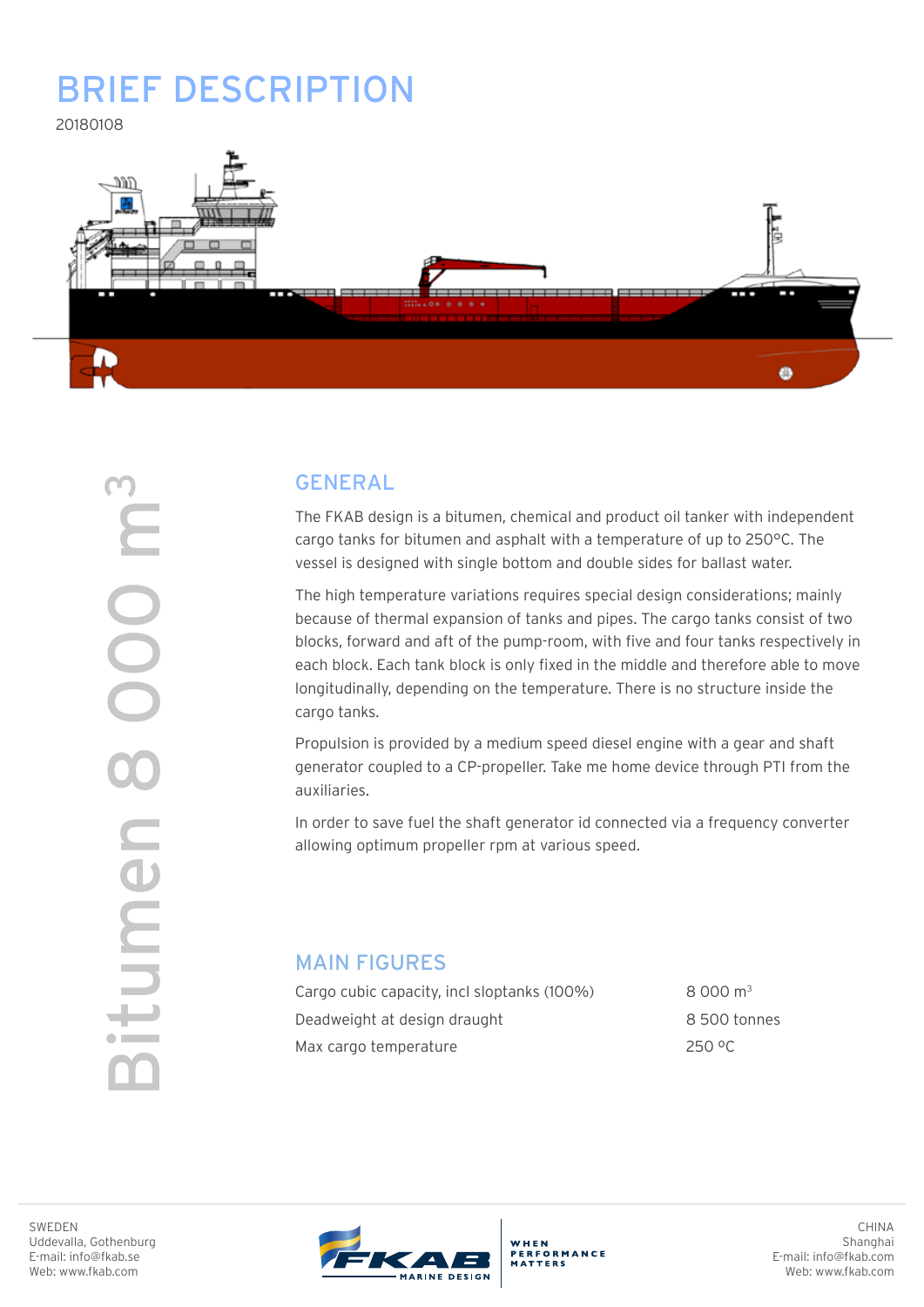# BRIEF DESCRIPTION

20180108

Bitumen 8 000 m³

## GENERAL

The FKAB design is a bitumen, chemical and product oil tanker with independent cargo tanks for bitumen and asphalt with a temperature of up to 250°C. The vessel is designed with single bottom and double sides for ballast water.

The high temperature variations requires special design considerations; mainly because of thermal expansion of tanks and pipes. The cargo tanks consist of two blocks, forward and aft of the pump-room, with five and four tanks respectively in each block. Each tank block is only fixed in the middle and therefore able to move longitudinally, depending on the temperature. There is no structure inside the cargo tanks.

Propulsion is provided by a medium speed diesel engine with a gear and shaft generator coupled to a CP-propeller. Take me home device through PTI from the auxiliaries.

In order to save fuel the shaft generator id connected via a frequency converter allowing optimum propeller rpm at various speed.

## MAIN FIGURES

| | |
|---|---|
| Cargo cubic capacity, incl sloptanks (100%) | 8 000 m³ |
| Deadweight at design draught | 8 500 tonnes |
| Max cargo temperature | 250 ºC |

SWEDEN
Uddevalla, Gothenburg
E-mail: info@fkab.se
Web: www.fkab.com

FKAB MARINE DESIGN — WHEN PERFORMANCE MATTERS

CHINA
Shanghai
E-mail: info@fkab.com
Web: www.fkab.com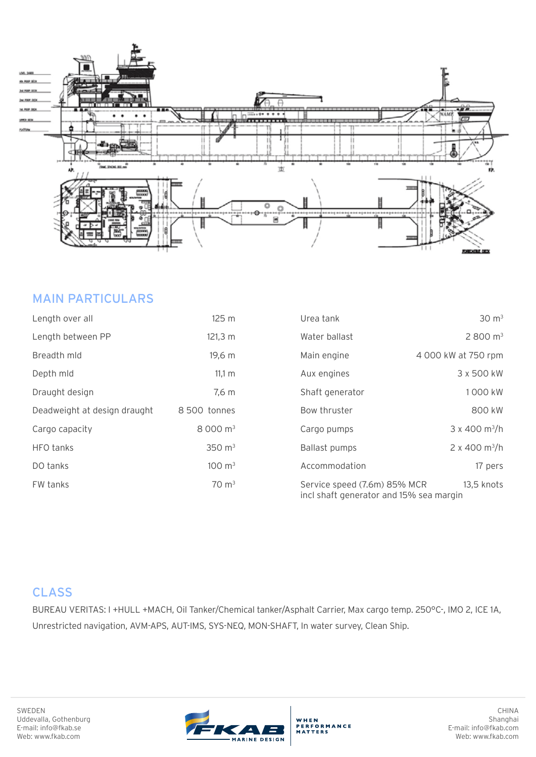## MAIN PARTICULARS

| | | | |
|---|---|---|---|
| Length over all | 125 m | Urea tank | 30 m$^3$ |
| Length between PP | 121,3 m | Water ballast | 2 800 m$^3$ |
| Breadth mld | 19,6 m | Main engine | 4 000 kW at 750 rpm |
| Depth mld | 11,1 m | Aux engines | 3 x 500 kW |
| Draught design | 7,6 m | Shaft generator | 1 000 kW |
| Deadweight at design draught | 8 500 tonnes | Bow thruster | 800 kW |
| Cargo capacity | 8 000 m$^3$ | Cargo pumps | 3 x 400 m$^3$/h |
| HFO tanks | 350 m$^3$ | Ballast pumps | 2 x 400 m$^3$/h |
| DO tanks | 100 m$^3$ | Accommodation | 17 pers |
| FW tanks | 70 m$^3$ | Service speed (7.6m) 85% MCR incl shaft generator and 15% sea margin | 13,5 knots |

## CLASS

BUREAU VERITAS: I +HULL +MACH, Oil Tanker/Chemical tanker/Asphalt Carrier, Max cargo temp. 250°C-, IMO 2, ICE 1A, Unrestricted navigation, AVM-APS, AUT-IMS, SYS-NEQ, MON-SHAFT, In water survey, Clean Ship.

SWEDEN
Uddevalla, Gothenburg
E-mail: info@fkab.se
Web: www.fkab.com

FKAB MARINE DESIGN — WHEN PERFORMANCE MATTERS

CHINA
Shanghai
E-mail: info@fkab.com
Web: www.fkab.com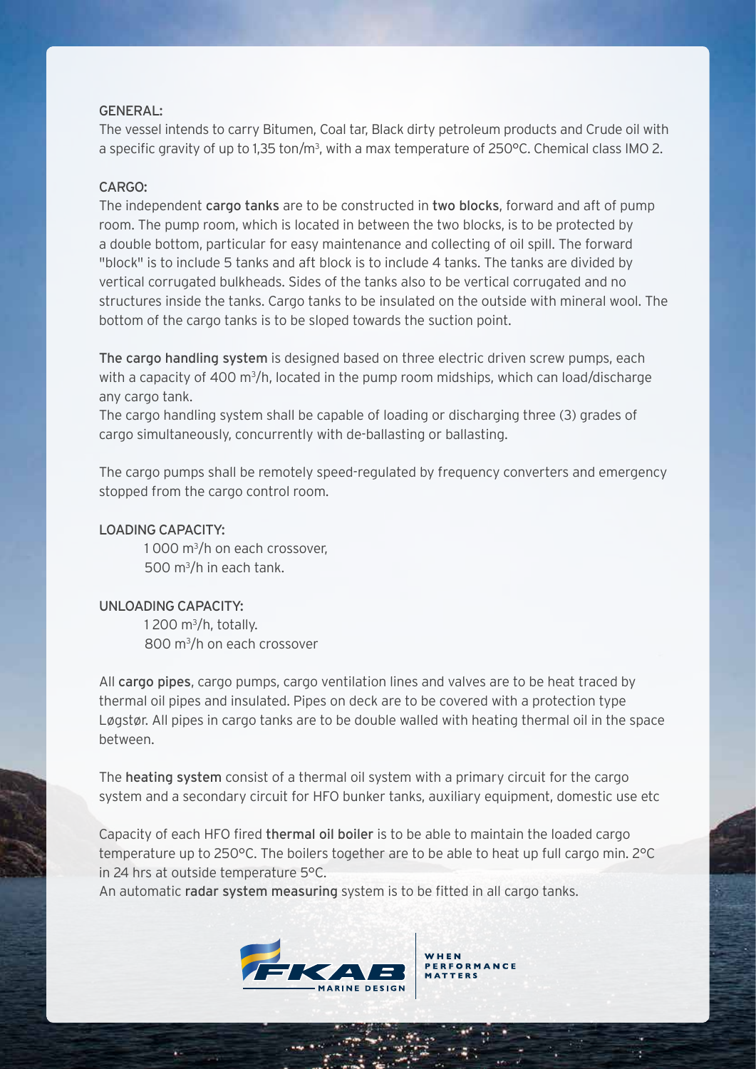GENERAL:

The vessel intends to carry Bitumen, Coal tar, Black dirty petroleum products and Crude oil with a specific gravity of up to 1,35 ton/$m^3$, with a max temperature of 250°C. Chemical class IMO 2.

CARGO:

The independent **cargo tanks** are to be constructed in **two blocks**, forward and aft of pump room. The pump room, which is located in between the two blocks, is to be protected by a double bottom, particular for easy maintenance and collecting of oil spill. The forward "block" is to include 5 tanks and aft block is to include 4 tanks. The tanks are divided by vertical corrugated bulkheads. Sides of the tanks also to be vertical corrugated and no structures inside the tanks. Cargo tanks to be insulated on the outside with mineral wool. The bottom of the cargo tanks is to be sloped towards the suction point.

**The cargo handling system** is designed based on three electric driven screw pumps, each with a capacity of 400 $m^3$/h, located in the pump room midships, which can load/discharge any cargo tank.
The cargo handling system shall be capable of loading or discharging three (3) grades of cargo simultaneously, concurrently with de-ballasting or ballasting.

The cargo pumps shall be remotely speed-regulated by frequency converters and emergency stopped from the cargo control room.

LOADING CAPACITY:

1 000 $m^3$/h on each crossover,
500 $m^3$/h in each tank.

UNLOADING CAPACITY:

1 200 $m^3$/h, totally.
800 $m^3$/h on each crossover

All **cargo pipes**, cargo pumps, cargo ventilation lines and valves are to be heat traced by thermal oil pipes and insulated. Pipes on deck are to be covered with a protection type Løgstør. All pipes in cargo tanks are to be double walled with heating thermal oil in the space between.

The **heating system** consist of a thermal oil system with a primary circuit for the cargo system and a secondary circuit for HFO bunker tanks, auxiliary equipment, domestic use etc

Capacity of each HFO fired **thermal oil boiler** is to be able to maintain the loaded cargo temperature up to 250°C. The boilers together are to be able to heat up full cargo min. 2°C in 24 hrs at outside temperature 5°C.
An automatic **radar system measuring** system is to be fitted in all cargo tanks.

FKAB MARINE DESIGN | WHEN PERFORMANCE MATTERS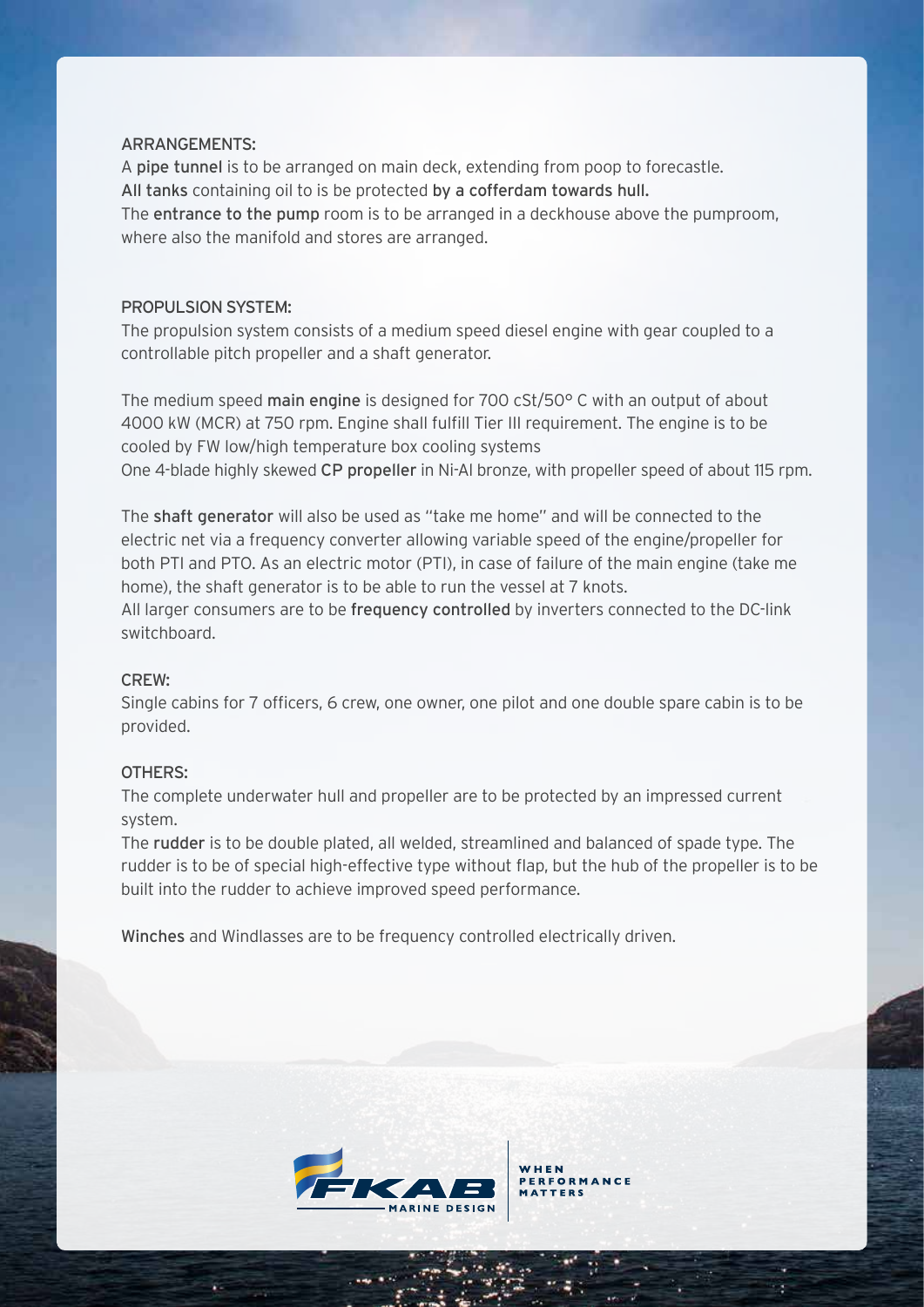ARRANGEMENTS:

A **pipe tunnel** is to be arranged on main deck, extending from poop to forecastle.
**All tanks** containing oil to is be protected **by a cofferdam towards hull.**
The **entrance to the pump** room is to be arranged in a deckhouse above the pumproom, where also the manifold and stores are arranged.

PROPULSION SYSTEM:

The propulsion system consists of a medium speed diesel engine with gear coupled to a controllable pitch propeller and a shaft generator.

The medium speed **main engine** is designed for 700 cSt/50° C with an output of about 4000 kW (MCR) at 750 rpm. Engine shall fulfill Tier III requirement. The engine is to be cooled by FW low/high temperature box cooling systems
One 4-blade highly skewed **CP propeller** in Ni-Al bronze, with propeller speed of about 115 rpm.

The **shaft generator** will also be used as "take me home" and will be connected to the electric net via a frequency converter allowing variable speed of the engine/propeller for both PTI and PTO. As an electric motor (PTI), in case of failure of the main engine (take me home), the shaft generator is to be able to run the vessel at 7 knots.
All larger consumers are to be **frequency controlled** by inverters connected to the DC-link switchboard.

CREW:

Single cabins for 7 officers, 6 crew, one owner, one pilot and one double spare cabin is to be provided.

OTHERS:

The complete underwater hull and propeller are to be protected by an impressed current system.
The **rudder** is to be double plated, all welded, streamlined and balanced of spade type. The rudder is to be of special high-effective type without flap, but the hub of the propeller is to be built into the rudder to achieve improved speed performance.

**Winches** and Windlasses are to be frequency controlled electrically driven.

FKAB MARINE DESIGN

WHEN PERFORMANCE MATTERS